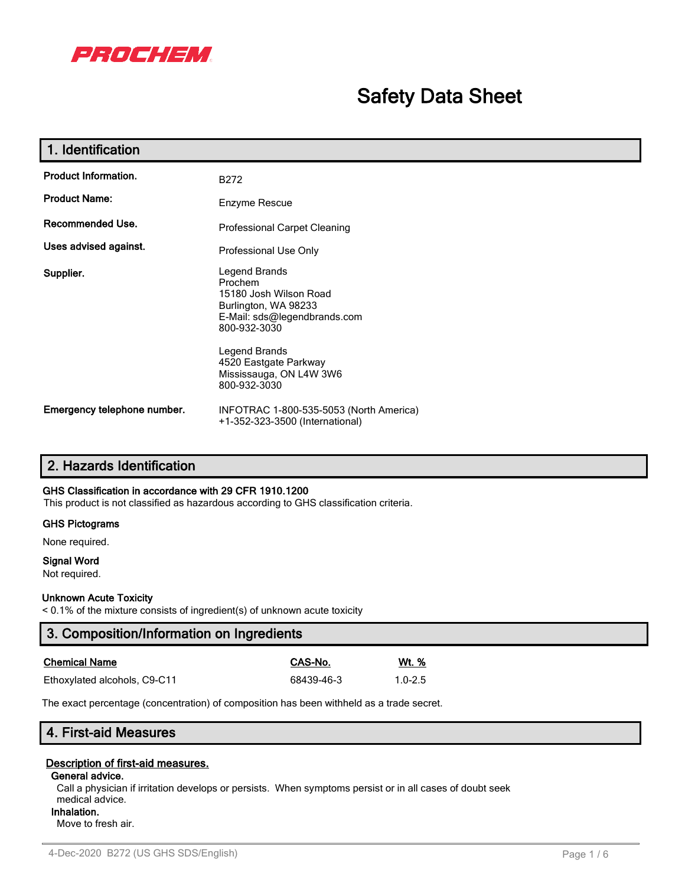**PROCHEM**

# Safety Data Sheet

## 1. Identification

| | |
|---|---|
| **Product Information.** | B272 |
| **Product Name:** | Enzyme Rescue |
| **Recommended Use.** | Professional Carpet Cleaning |
| **Uses advised against.** | Professional Use Only |
| **Supplier.** | Legend Brands<br>Prochem<br>15180 Josh Wilson Road<br>Burlington, WA 98233<br>E-Mail: sds@legendbrands.com<br>800-932-3030<br><br>Legend Brands<br>4520 Eastgate Parkway<br>Mississauga, ON L4W 3W6<br>800-932-3030 |
| **Emergency telephone number.** | INFOTRAC 1-800-535-5053 (North America)<br>+1-352-323-3500 (International) |

## 2. Hazards Identification

**GHS Classification in accordance with 29 CFR 1910.1200**

This product is not classified as hazardous according to GHS classification criteria.

**GHS Pictograms**

None required.

**Signal Word**

Not required.

**Unknown Acute Toxicity**

< 0.1% of the mixture consists of ingredient(s) of unknown acute toxicity

## 3. Composition/Information on Ingredients

| Chemical Name | CAS-No. | Wt. % |
|---|---|---|
| Ethoxylated alcohols, C9-C11 | 68439-46-3 | 1.0-2.5 |

The exact percentage (concentration) of composition has been withheld as a trade secret.

## 4. First-aid Measures

**Description of first-aid measures.**

**General advice.**

Call a physician if irritation develops or persists. When symptoms persist or in all cases of doubt seek medical advice.

**Inhalation.**

Move to fresh air.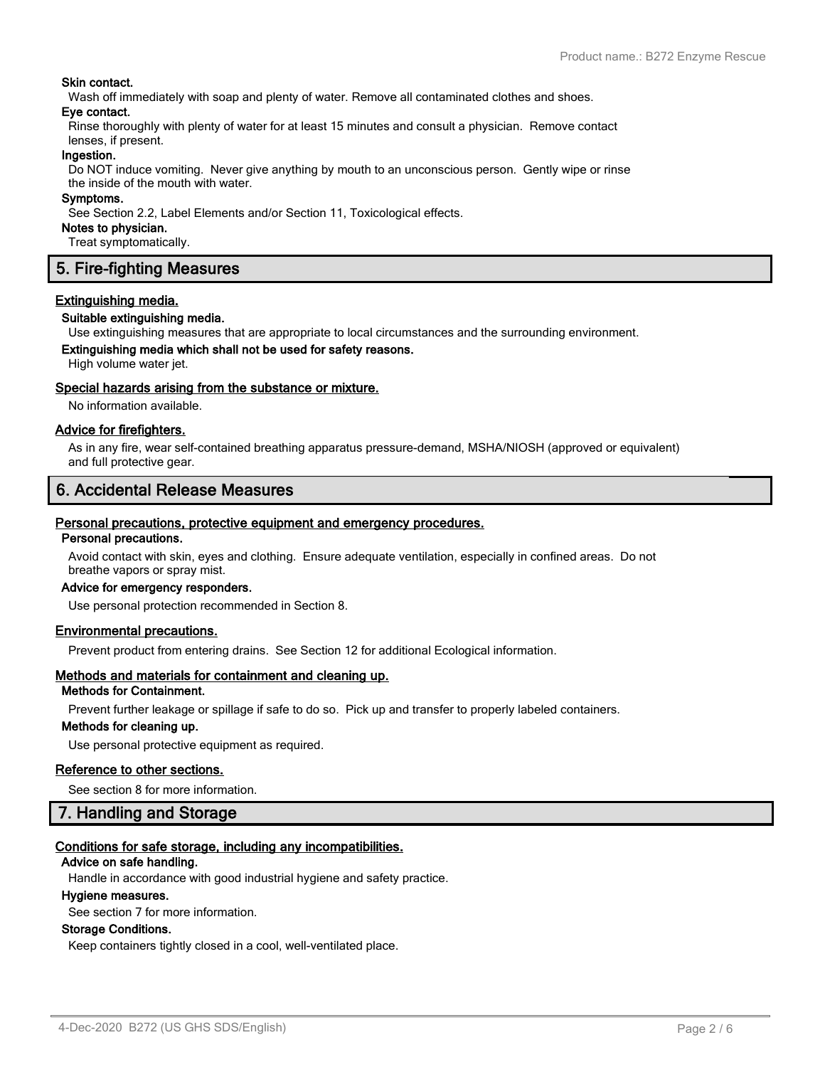**Skin contact.**

Wash off immediately with soap and plenty of water. Remove all contaminated clothes and shoes.

**Eye contact.**

Rinse thoroughly with plenty of water for at least 15 minutes and consult a physician. Remove contact lenses, if present.

**Ingestion.**

Do NOT induce vomiting. Never give anything by mouth to an unconscious person. Gently wipe or rinse the inside of the mouth with water.

**Symptoms.**

See Section 2.2, Label Elements and/or Section 11, Toxicological effects.

**Notes to physician.**

Treat symptomatically.

## 5. Fire-fighting Measures

### Extinguishing media.

**Suitable extinguishing media.**

Use extinguishing measures that are appropriate to local circumstances and the surrounding environment.

**Extinguishing media which shall not be used for safety reasons.**

High volume water jet.

### Special hazards arising from the substance or mixture.

No information available.

### Advice for firefighters.

As in any fire, wear self-contained breathing apparatus pressure-demand, MSHA/NIOSH (approved or equivalent) and full protective gear.

## 6. Accidental Release Measures

### Personal precautions, protective equipment and emergency procedures.

**Personal precautions.**

Avoid contact with skin, eyes and clothing. Ensure adequate ventilation, especially in confined areas. Do not breathe vapors or spray mist.

**Advice for emergency responders.**

Use personal protection recommended in Section 8.

### Environmental precautions.

Prevent product from entering drains. See Section 12 for additional Ecological information.

### Methods and materials for containment and cleaning up.

**Methods for Containment.**

Prevent further leakage or spillage if safe to do so. Pick up and transfer to properly labeled containers.

**Methods for cleaning up.**

Use personal protective equipment as required.

### Reference to other sections.

See section 8 for more information.

## 7. Handling and Storage

### Conditions for safe storage, including any incompatibilities.

**Advice on safe handling.**

Handle in accordance with good industrial hygiene and safety practice.

**Hygiene measures.**

See section 7 for more information.

**Storage Conditions.**

Keep containers tightly closed in a cool, well-ventilated place.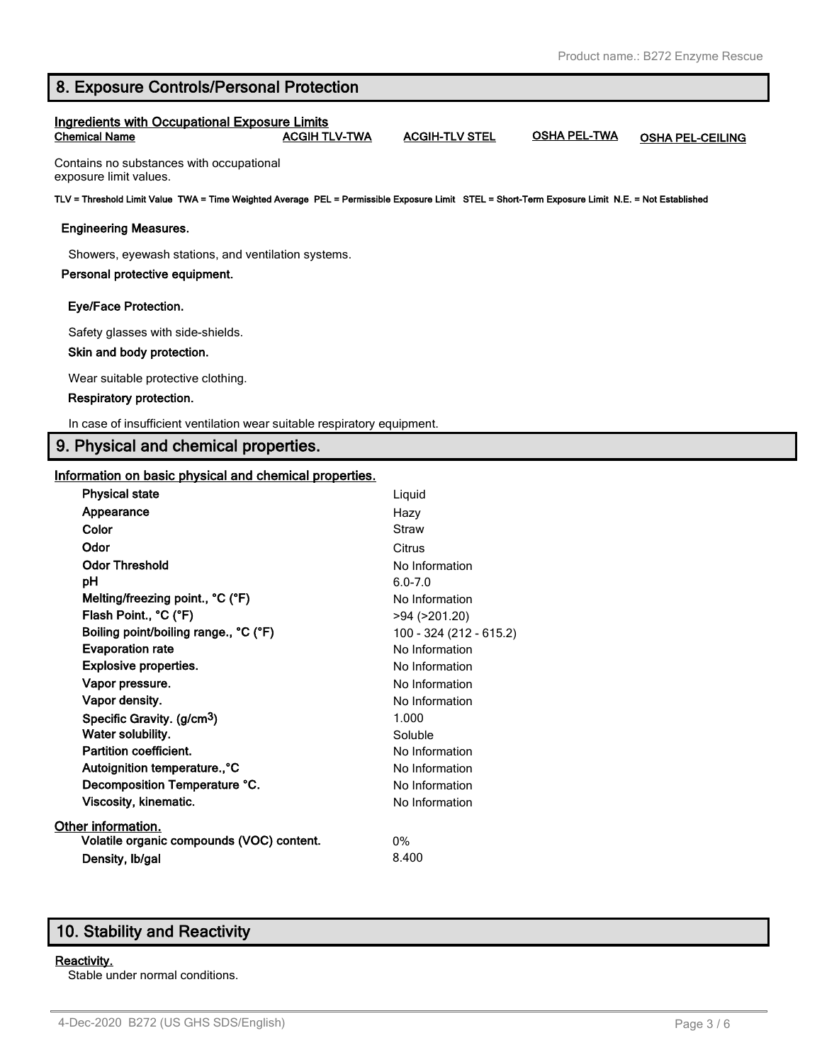## 8. Exposure Controls/Personal Protection

### Ingredients with Occupational Exposure Limits

| Chemical Name | ACGIH TLV-TWA | ACGIH-TLV STEL | OSHA PEL-TWA | OSHA PEL-CEILING |
|---|---|---|---|---|
| Contains no substances with occupational exposure limit values. | | | | |

TLV = Threshold Limit Value TWA = Time Weighted Average PEL = Permissible Exposure Limit STEL = Short-Term Exposure Limit N.E. = Not Established

**Engineering Measures.**

Showers, eyewash stations, and ventilation systems.

**Personal protective equipment.**

**Eye/Face Protection.**

Safety glasses with side-shields.

**Skin and body protection.**

Wear suitable protective clothing.

**Respiratory protection.**

In case of insufficient ventilation wear suitable respiratory equipment.

## 9. Physical and chemical properties.

### Information on basic physical and chemical properties.

| | |
|---|---|
| **Physical state** | Liquid |
| **Appearance** | Hazy |
| **Color** | Straw |
| **Odor** | Citrus |
| **Odor Threshold** | No Information |
| **pH** | 6.0-7.0 |
| **Melting/freezing point., °C (°F)** | No Information |
| **Flash Point., °C (°F)** | >94 (>201.20) |
| **Boiling point/boiling range., °C (°F)** | 100 - 324 (212 - 615.2) |
| **Evaporation rate** | No Information |
| **Explosive properties.** | No Information |
| **Vapor pressure.** | No Information |
| **Vapor density.** | No Information |
| **Specific Gravity. (g/cm$^3$)** | 1.000 |
| **Water solubility.** | Soluble |
| **Partition coefficient.** | No Information |
| **Autoignition temperature.,°C** | No Information |
| **Decomposition Temperature °C.** | No Information |
| **Viscosity, kinematic.** | No Information |

### Other information.

| | |
|---|---|
| **Volatile organic compounds (VOC) content.** | 0% |
| **Density, lb/gal** | 8.400 |

## 10. Stability and Reactivity

### Reactivity.

Stable under normal conditions.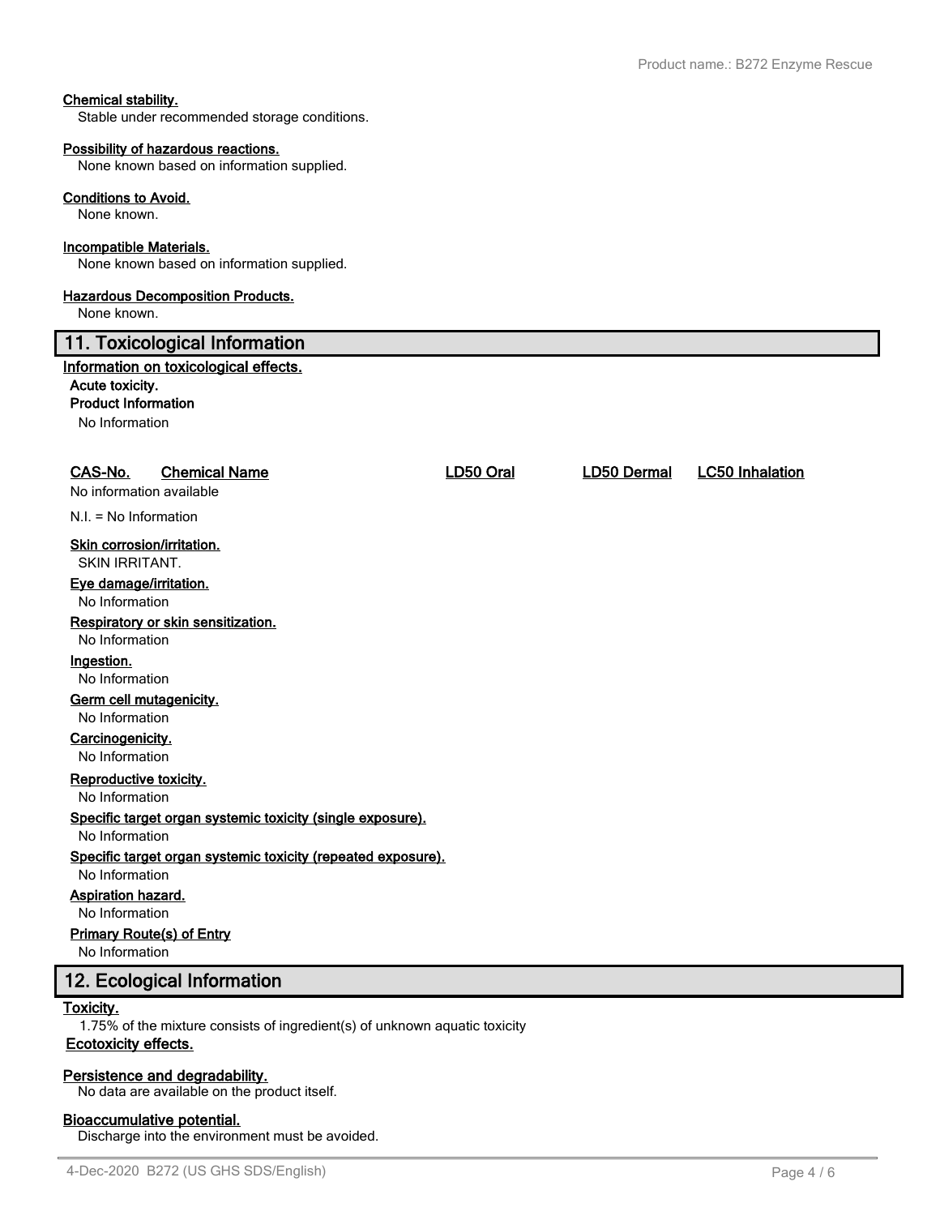**Chemical stability.**

Stable under recommended storage conditions.

**Possibility of hazardous reactions.**

None known based on information supplied.

**Conditions to Avoid.**

None known.

**Incompatible Materials.**

None known based on information supplied.

**Hazardous Decomposition Products.**

None known.

## 11. Toxicological Information

**Information on toxicological effects.**

**Acute toxicity.**

**Product Information**

No Information

| CAS-No. | Chemical Name | LD50 Oral | LD50 Dermal | LC50 Inhalation |
|---|---|---|---|---|
| No information available | | | | |

N.I. = No Information

**Skin corrosion/irritation.**

SKIN IRRITANT.

**Eye damage/irritation.**

No Information

**Respiratory or skin sensitization.**

No Information

**Ingestion.**

No Information

**Germ cell mutagenicity.**

No Information

**Carcinogenicity.**

No Information

**Reproductive toxicity.**

No Information

**Specific target organ systemic toxicity (single exposure).**

No Information

**Specific target organ systemic toxicity (repeated exposure).**

No Information

**Aspiration hazard.**

No Information

**Primary Route(s) of Entry**

No Information

## 12. Ecological Information

**Toxicity.**

1.75% of the mixture consists of ingredient(s) of unknown aquatic toxicity

**Ecotoxicity effects.**

**Persistence and degradability.**

No data are available on the product itself.

**Bioaccumulative potential.**

Discharge into the environment must be avoided.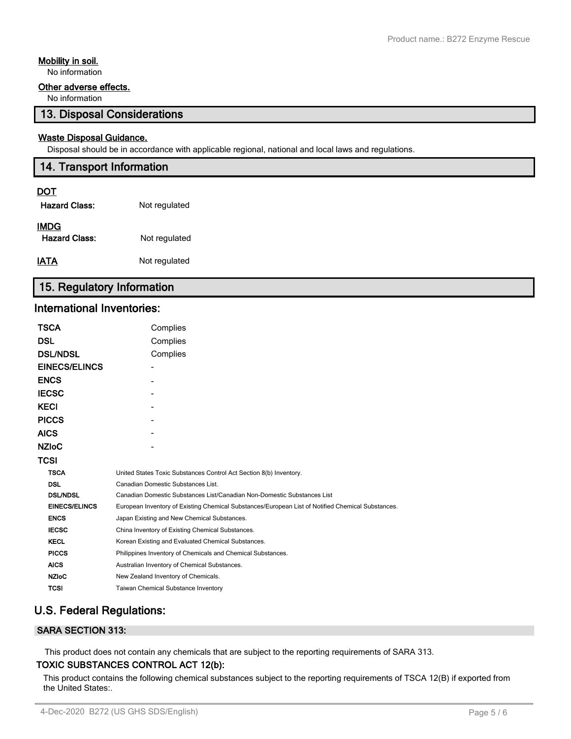**Mobility in soil.**

No information

**Other adverse effects.**

No information

## 13. Disposal Considerations

**Waste Disposal Guidance.**

Disposal should be in accordance with applicable regional, national and local laws and regulations.

## 14. Transport Information

**DOT**

| | |
|---|---|
| **Hazard Class:** | Not regulated |

**IMDG**

| | |
|---|---|
| **Hazard Class:** | Not regulated |

| | |
|---|---|
| **IATA** | Not regulated |

## 15. Regulatory Information

### International Inventories:

| | |
|---|---|
| **TSCA** | Complies |
| **DSL** | Complies |
| **DSL/NDSL** | Complies |
| **EINECS/ELINCS** | - |
| **ENCS** | - |
| **IECSC** | - |
| **KECI** | - |
| **PICCS** | - |
| **AICS** | - |
| **NZIoC** | - |
| **TCSI** | |

| | |
|---|---|
| **TSCA** | United States Toxic Substances Control Act Section 8(b) Inventory. |
| **DSL** | Canadian Domestic Substances List. |
| **DSL/NDSL** | Canadian Domestic Substances List/Canadian Non-Domestic Substances List |
| **EINECS/ELINCS** | European Inventory of Existing Chemical Substances/European List of Notified Chemical Substances. |
| **ENCS** | Japan Existing and New Chemical Substances. |
| **IECSC** | China Inventory of Existing Chemical Substances. |
| **KECL** | Korean Existing and Evaluated Chemical Substances. |
| **PICCS** | Philippines Inventory of Chemicals and Chemical Substances. |
| **AICS** | Australian Inventory of Chemical Substances. |
| **NZIoC** | New Zealand Inventory of Chemicals. |
| **TCSI** | Taiwan Chemical Substance Inventory |

### U.S. Federal Regulations:

**SARA SECTION 313:**

This product does not contain any chemicals that are subject to the reporting requirements of SARA 313.

**TOXIC SUBSTANCES CONTROL ACT 12(b):**

This product contains the following chemical substances subject to the reporting requirements of TSCA 12(B) if exported from the United States:.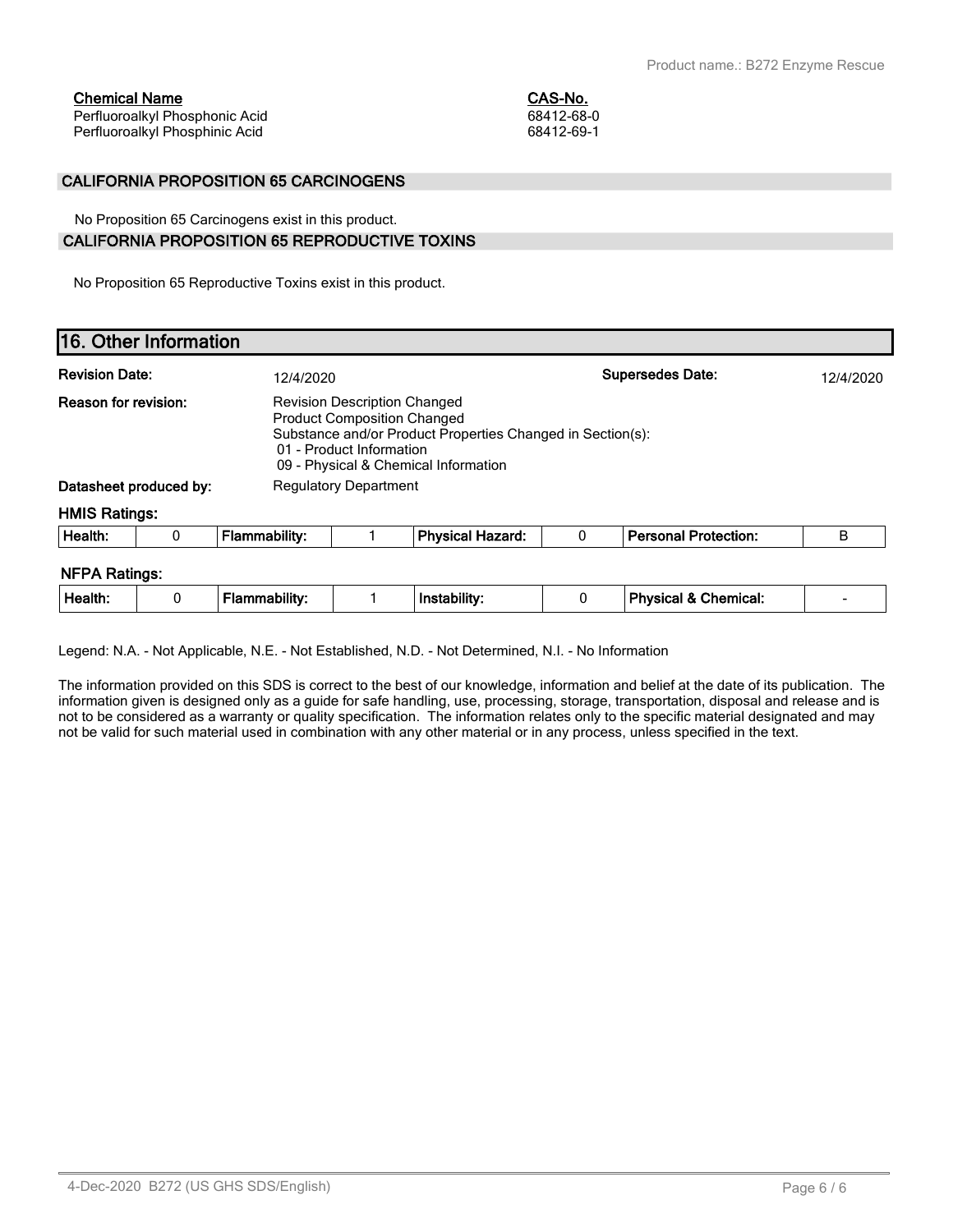| Chemical Name | CAS-No. |
|---|---|
| Perfluoroalkyl Phosphonic Acid | 68412-68-0 |
| Perfluoroalkyl Phosphinic Acid | 68412-69-1 |

### CALIFORNIA PROPOSITION 65 CARCINOGENS

No Proposition 65 Carcinogens exist in this product.

### CALIFORNIA PROPOSITION 65 REPRODUCTIVE TOXINS

No Proposition 65 Reproductive Toxins exist in this product.

## 16. Other Information

**Revision Date:** 12/4/2020 **Supersedes Date:** 12/4/2020

**Reason for revision:** Revision Description Changed
Product Composition Changed
Substance and/or Product Properties Changed in Section(s):
01 - Product Information
09 - Physical & Chemical Information

**Datasheet produced by:** Regulatory Department

**HMIS Ratings:**

| Health: | 0 | Flammability: | 1 | Physical Hazard: | 0 | Personal Protection: | B |
|---|---|---|---|---|---|---|---|

**NFPA Ratings:**

| Health: | 0 | Flammability: | 1 | Instability: | 0 | Physical & Chemical: | - |
|---|---|---|---|---|---|---|---|

Legend: N.A. - Not Applicable, N.E. - Not Established, N.D. - Not Determined, N.I. - No Information

The information provided on this SDS is correct to the best of our knowledge, information and belief at the date of its publication. The information given is designed only as a guide for safe handling, use, processing, storage, transportation, disposal and release and is not to be considered as a warranty or quality specification. The information relates only to the specific material designated and may not be valid for such material used in combination with any other material or in any process, unless specified in the text.